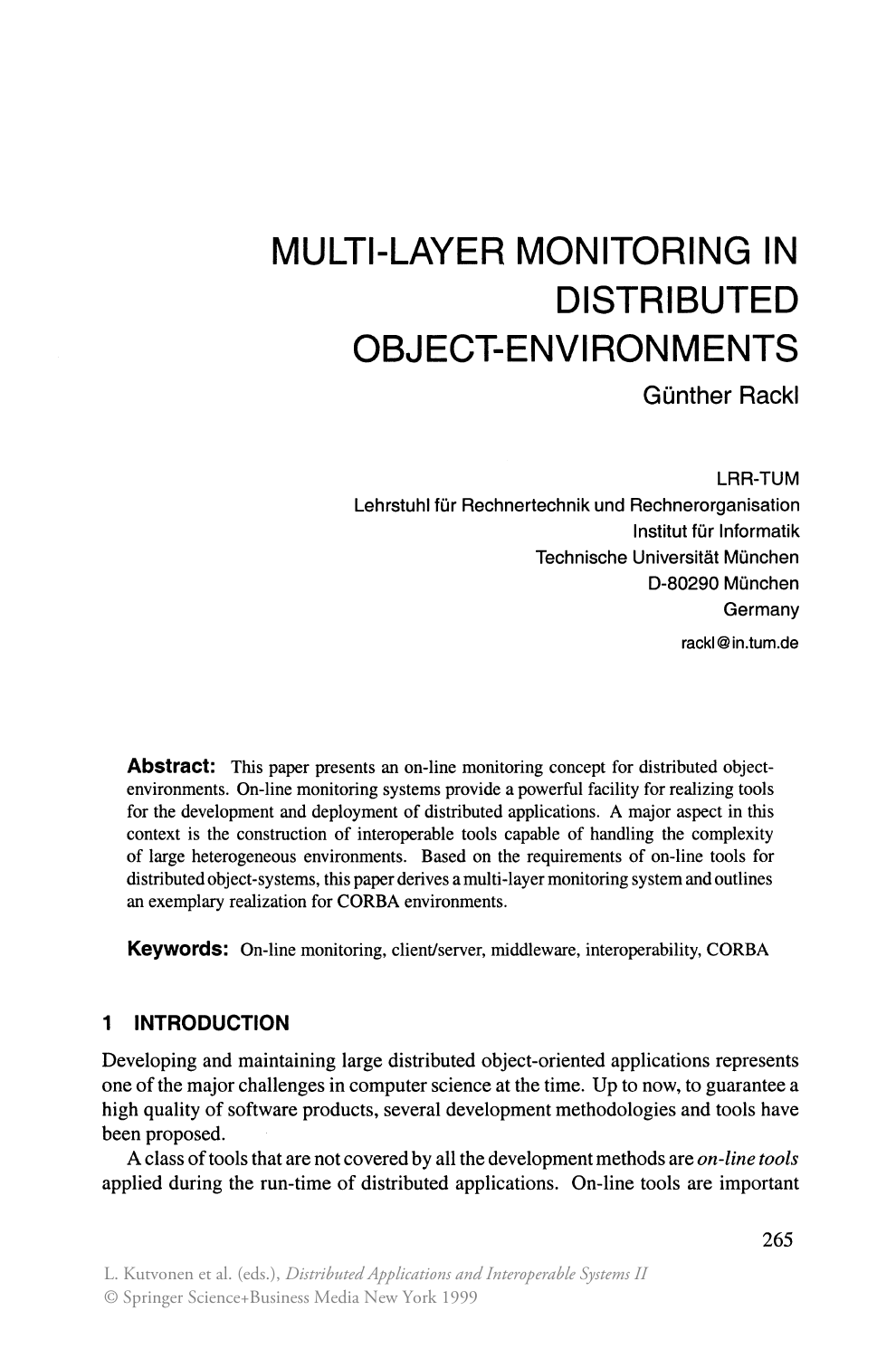# MULTI-LAYER MONITORING IN DISTRIBUTED OBJECT-ENVIRONMENTS

Günther Rackl

LRR-TUM
Lehrstuhl für Rechnertechnik und Rechnerorganisation
Institut für Informatik
Technische Universität München
D-80290 München
Germany
rackl@in.tum.de

**Abstract:** This paper presents an on-line monitoring concept for distributed object-environments. On-line monitoring systems provide a powerful facility for realizing tools for the development and deployment of distributed applications. A major aspect in this context is the construction of interoperable tools capable of handling the complexity of large heterogeneous environments. Based on the requirements of on-line tools for distributed object-systems, this paper derives a multi-layer monitoring system and outlines an exemplary realization for CORBA environments.

**Keywords:** On-line monitoring, client/server, middleware, interoperability, CORBA

## 1 INTRODUCTION

Developing and maintaining large distributed object-oriented applications represents one of the major challenges in computer science at the time. Up to now, to guarantee a high quality of software products, several development methodologies and tools have been proposed.

A class of tools that are not covered by all the development methods are *on-line tools* applied during the run-time of distributed applications. On-line tools are important

L. Kutvonen et al. (eds.), *Distributed Applications and Interoperable Systems II*
© Springer Science+Business Media New York 1999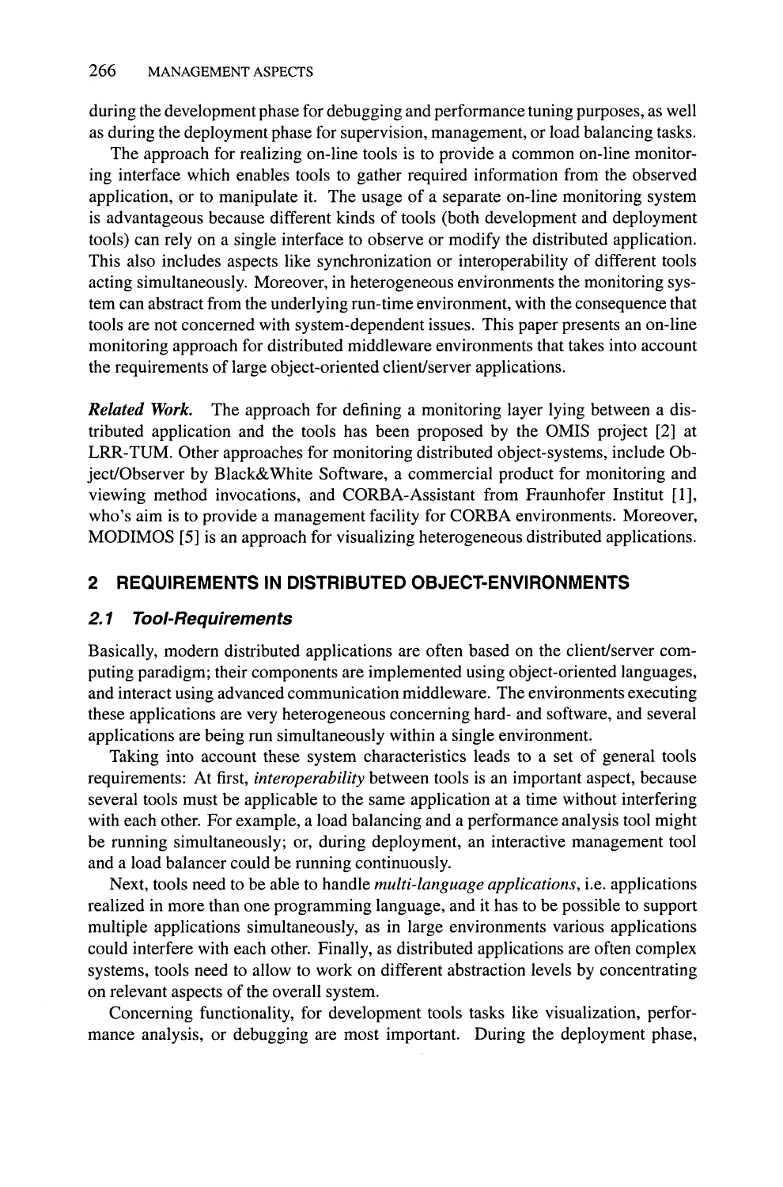during the development phase for debugging and performance tuning purposes, as well as during the deployment phase for supervision, management, or load balancing tasks.

The approach for realizing on-line tools is to provide a common on-line monitoring interface which enables tools to gather required information from the observed application, or to manipulate it. The usage of a separate on-line monitoring system is advantageous because different kinds of tools (both development and deployment tools) can rely on a single interface to observe or modify the distributed application. This also includes aspects like synchronization or interoperability of different tools acting simultaneously. Moreover, in heterogeneous environments the monitoring system can abstract from the underlying run-time environment, with the consequence that tools are not concerned with system-dependent issues. This paper presents an on-line monitoring approach for distributed middleware environments that takes into account the requirements of large object-oriented client/server applications.

***Related Work.*** The approach for defining a monitoring layer lying between a distributed application and the tools has been proposed by the OMIS project [2] at LRR-TUM. Other approaches for monitoring distributed object-systems, include Object/Observer by Black&White Software, a commercial product for monitoring and viewing method invocations, and CORBA-Assistant from Fraunhofer Institut [1], who's aim is to provide a management facility for CORBA environments. Moreover, MODIMOS [5] is an approach for visualizing heterogeneous distributed applications.

## 2 REQUIREMENTS IN DISTRIBUTED OBJECT-ENVIRONMENTS

### *2.1 Tool-Requirements*

Basically, modern distributed applications are often based on the client/server computing paradigm; their components are implemented using object-oriented languages, and interact using advanced communication middleware. The environments executing these applications are very heterogeneous concerning hard- and software, and several applications are being run simultaneously within a single environment.

Taking into account these system characteristics leads to a set of general tools requirements: At first, *interoperability* between tools is an important aspect, because several tools must be applicable to the same application at a time without interfering with each other. For example, a load balancing and a performance analysis tool might be running simultaneously; or, during deployment, an interactive management tool and a load balancer could be running continuously.

Next, tools need to be able to handle *multi-language applications*, i.e. applications realized in more than one programming language, and it has to be possible to support multiple applications simultaneously, as in large environments various applications could interfere with each other. Finally, as distributed applications are often complex systems, tools need to allow to work on different abstraction levels by concentrating on relevant aspects of the overall system.

Concerning functionality, for development tools tasks like visualization, performance analysis, or debugging are most important. During the deployment phase,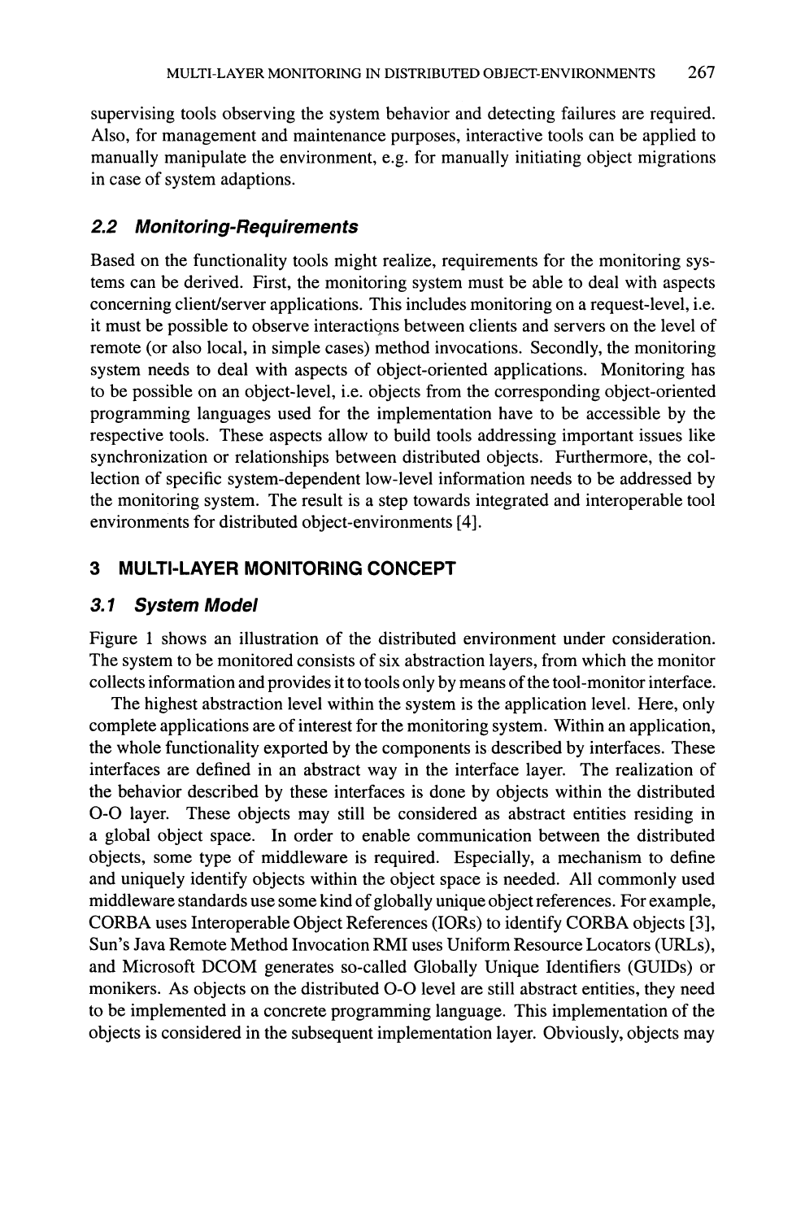supervising tools observing the system behavior and detecting failures are required. Also, for management and maintenance purposes, interactive tools can be applied to manually manipulate the environment, e.g. for manually initiating object migrations in case of system adaptions.

### *2.2 Monitoring-Requirements*

Based on the functionality tools might realize, requirements for the monitoring systems can be derived. First, the monitoring system must be able to deal with aspects concerning client/server applications. This includes monitoring on a request-level, i.e. it must be possible to observe interactions between clients and servers on the level of remote (or also local, in simple cases) method invocations. Secondly, the monitoring system needs to deal with aspects of object-oriented applications. Monitoring has to be possible on an object-level, i.e. objects from the corresponding object-oriented programming languages used for the implementation have to be accessible by the respective tools. These aspects allow to build tools addressing important issues like synchronization or relationships between distributed objects. Furthermore, the collection of specific system-dependent low-level information needs to be addressed by the monitoring system. The result is a step towards integrated and interoperable tool environments for distributed object-environments [4].

## 3 MULTI-LAYER MONITORING CONCEPT

### *3.1 System Model*

Figure 1 shows an illustration of the distributed environment under consideration. The system to be monitored consists of six abstraction layers, from which the monitor collects information and provides it to tools only by means of the tool-monitor interface.

The highest abstraction level within the system is the application level. Here, only complete applications are of interest for the monitoring system. Within an application, the whole functionality exported by the components is described by interfaces. These interfaces are defined in an abstract way in the interface layer. The realization of the behavior described by these interfaces is done by objects within the distributed O-O layer. These objects may still be considered as abstract entities residing in a global object space. In order to enable communication between the distributed objects, some type of middleware is required. Especially, a mechanism to define and uniquely identify objects within the object space is needed. All commonly used middleware standards use some kind of globally unique object references. For example, CORBA uses Interoperable Object References (IORs) to identify CORBA objects [3], Sun's Java Remote Method Invocation RMI uses Uniform Resource Locators (URLs), and Microsoft DCOM generates so-called Globally Unique Identifiers (GUIDs) or monikers. As objects on the distributed O-O level are still abstract entities, they need to be implemented in a concrete programming language. This implementation of the objects is considered in the subsequent implementation layer. Obviously, objects may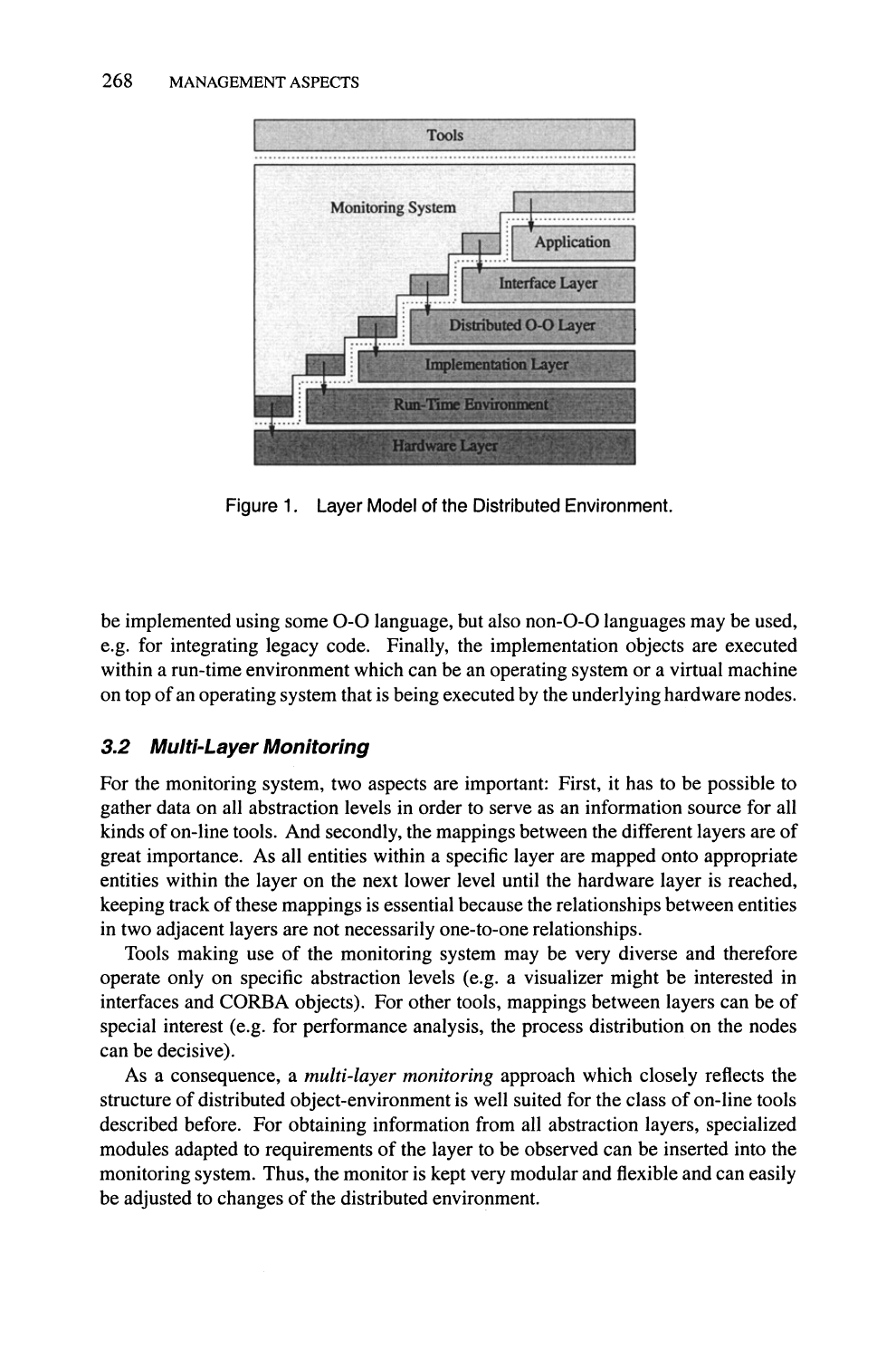Figure 1. Layer Model of the Distributed Environment.

be implemented using some O-O language, but also non-O-O languages may be used, e.g. for integrating legacy code. Finally, the implementation objects are executed within a run-time environment which can be an operating system or a virtual machine on top of an operating system that is being executed by the underlying hardware nodes.

### *3.2 Multi-Layer Monitoring*

For the monitoring system, two aspects are important: First, it has to be possible to gather data on all abstraction levels in order to serve as an information source for all kinds of on-line tools. And secondly, the mappings between the different layers are of great importance. As all entities within a specific layer are mapped onto appropriate entities within the layer on the next lower level until the hardware layer is reached, keeping track of these mappings is essential because the relationships between entities in two adjacent layers are not necessarily one-to-one relationships.

Tools making use of the monitoring system may be very diverse and therefore operate only on specific abstraction levels (e.g. a visualizer might be interested in interfaces and CORBA objects). For other tools, mappings between layers can be of special interest (e.g. for performance analysis, the process distribution on the nodes can be decisive).

As a consequence, a *multi-layer monitoring* approach which closely reflects the structure of distributed object-environment is well suited for the class of on-line tools described before. For obtaining information from all abstraction layers, specialized modules adapted to requirements of the layer to be observed can be inserted into the monitoring system. Thus, the monitor is kept very modular and flexible and can easily be adjusted to changes of the distributed environment.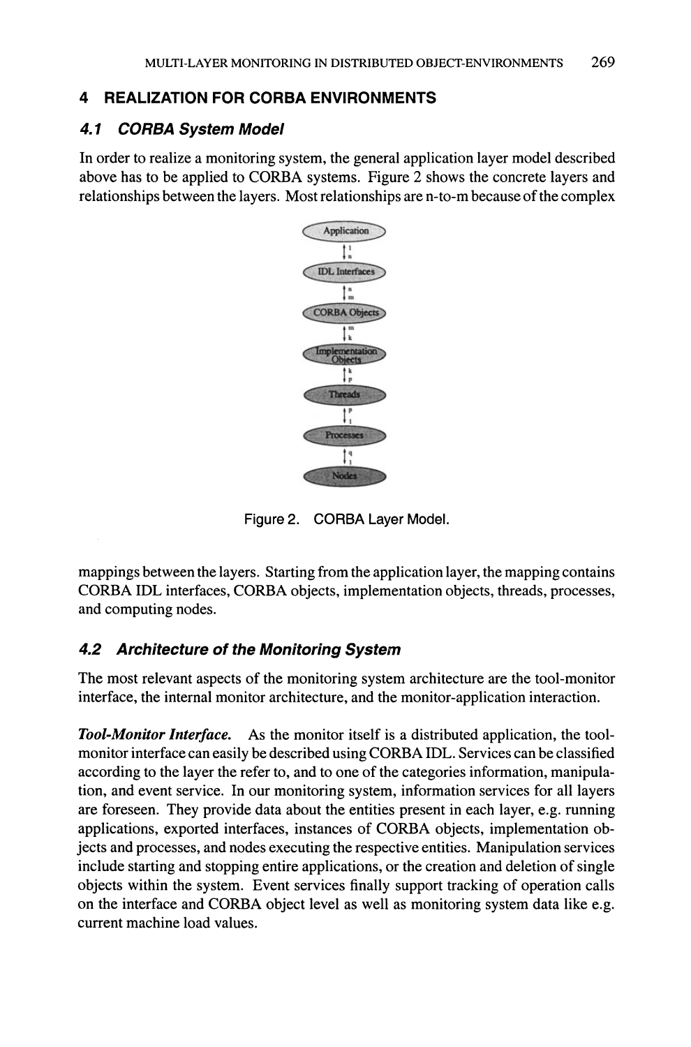## 4 REALIZATION FOR CORBA ENVIRONMENTS

### 4.1 CORBA System Model

In order to realize a monitoring system, the general application layer model described above has to be applied to CORBA systems. Figure 2 shows the concrete layers and relationships between the layers. Most relationships are n-to-m because of the complex mappings between the layers. Starting from the application layer, the mapping contains CORBA IDL interfaces, CORBA objects, implementation objects, threads, processes, and computing nodes.

Figure 2. CORBA Layer Model.

### 4.2 Architecture of the Monitoring System

The most relevant aspects of the monitoring system architecture are the tool-monitor interface, the internal monitor architecture, and the monitor-application interaction.

***Tool-Monitor Interface.*** As the monitor itself is a distributed application, the tool-monitor interface can easily be described using CORBA IDL. Services can be classified according to the layer the refer to, and to one of the categories information, manipulation, and event service. In our monitoring system, information services for all layers are foreseen. They provide data about the entities present in each layer, e.g. running applications, exported interfaces, instances of CORBA objects, implementation objects and processes, and nodes executing the respective entities. Manipulation services include starting and stopping entire applications, or the creation and deletion of single objects within the system. Event services finally support tracking of operation calls on the interface and CORBA object level as well as monitoring system data like e.g. current machine load values.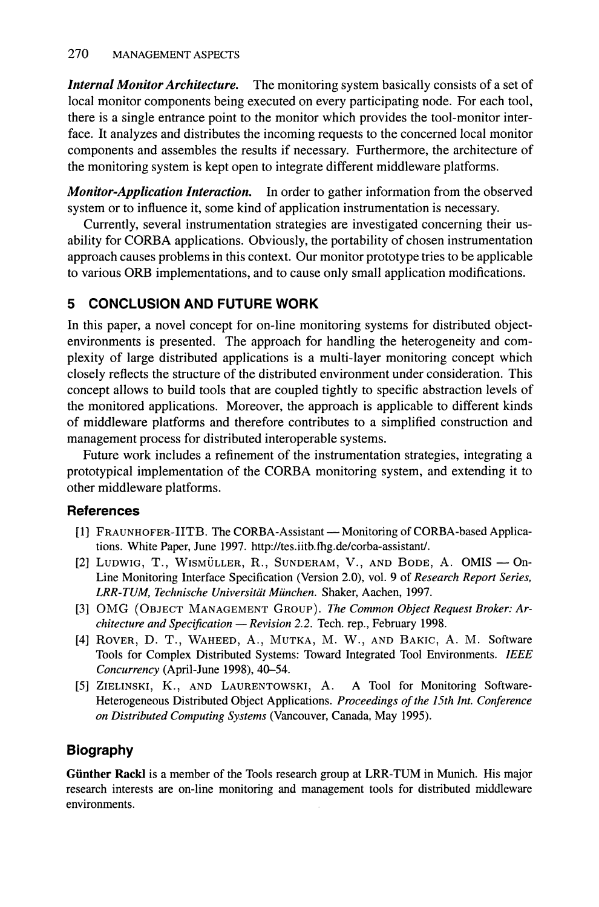***Internal Monitor Architecture.*** The monitoring system basically consists of a set of local monitor components being executed on every participating node. For each tool, there is a single entrance point to the monitor which provides the tool-monitor interface. It analyzes and distributes the incoming requests to the concerned local monitor components and assembles the results if necessary. Furthermore, the architecture of the monitoring system is kept open to integrate different middleware platforms.

***Monitor-Application Interaction.*** In order to gather information from the observed system or to influence it, some kind of application instrumentation is necessary.

Currently, several instrumentation strategies are investigated concerning their usability for CORBA applications. Obviously, the portability of chosen instrumentation approach causes problems in this context. Our monitor prototype tries to be applicable to various ORB implementations, and to cause only small application modifications.

## 5 CONCLUSION AND FUTURE WORK

In this paper, a novel concept for on-line monitoring systems for distributed object-environments is presented. The approach for handling the heterogeneity and complexity of large distributed applications is a multi-layer monitoring concept which closely reflects the structure of the distributed environment under consideration. This concept allows to build tools that are coupled tightly to specific abstraction levels of the monitored applications. Moreover, the approach is applicable to different kinds of middleware platforms and therefore contributes to a simplified construction and management process for distributed interoperable systems.

Future work includes a refinement of the instrumentation strategies, integrating a prototypical implementation of the CORBA monitoring system, and extending it to other middleware platforms.

### References

[1] FRAUNHOFER-IITB. The CORBA-Assistant — Monitoring of CORBA-based Applications. White Paper, June 1997. http://tes.iitb.fhg.de/corba-assistant/.

[2] LUDWIG, T., WISMÜLLER, R., SUNDERAM, V., AND BODE, A. OMIS — On-Line Monitoring Interface Specification (Version 2.0), vol. 9 of *Research Report Series, LRR-TUM, Technische Universität München*. Shaker, Aachen, 1997.

[3] OMG (OBJECT MANAGEMENT GROUP). *The Common Object Request Broker: Architecture and Specification — Revision 2.2*. Tech. rep., February 1998.

[4] ROVER, D. T., WAHEED, A., MUTKA, M. W., AND BAKIC, A. M. Software Tools for Complex Distributed Systems: Toward Integrated Tool Environments. *IEEE Concurrency* (April-June 1998), 40–54.

[5] ZIELINSKI, K., AND LAURENTOWSKI, A. A Tool for Monitoring Software-Heterogeneous Distributed Object Applications. *Proceedings of the 15th Int. Conference on Distributed Computing Systems* (Vancouver, Canada, May 1995).

### Biography

**Günther Rackl** is a member of the Tools research group at LRR-TUM in Munich. His major research interests are on-line monitoring and management tools for distributed middleware environments.